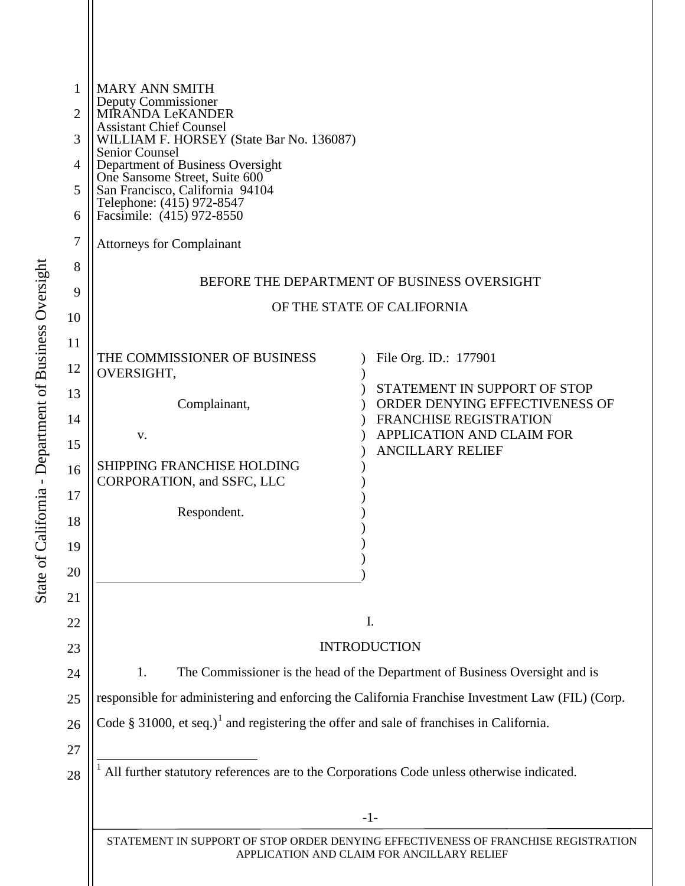MARY ANN SMITH
Deputy Commissioner
MIRANDA LeKANDER
Assistant Chief Counsel
WILLIAM F. HORSEY (State Bar No. 136087)
Senior Counsel
Department of Business Oversight
One Sansome Street, Suite 600
San Francisco, California 94104
Telephone: (415) 972-8547
Facsimile: (415) 972-8550

Attorneys for Complainant

BEFORE THE DEPARTMENT OF BUSINESS OVERSIGHT

OF THE STATE OF CALIFORNIA

| | |
|---|---|
| THE COMMISSIONER OF BUSINESS OVERSIGHT,<br><br>Complainant,<br><br>v.<br><br>SHIPPING FRANCHISE HOLDING CORPORATION, and SSFC, LLC<br><br>Respondent. | File Org. ID.: 177901<br><br>STATEMENT IN SUPPORT OF STOP ORDER DENYING EFFECTIVENESS OF FRANCHISE REGISTRATION APPLICATION AND CLAIM FOR ANCILLARY RELIEF |

## I.

## INTRODUCTION

1. The Commissioner is the head of the Department of Business Oversight and is responsible for administering and enforcing the California Franchise Investment Law (FIL) (Corp. Code § 31000, et seq.)[1] and registering the offer and sale of franchises in California.

---

[1] All further statutory references are to the Corporations Code unless otherwise indicated.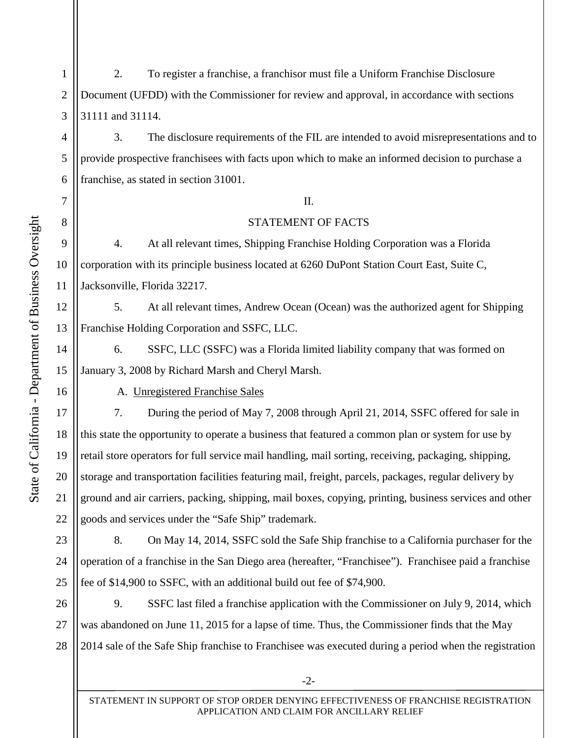2. To register a franchise, a franchisor must file a Uniform Franchise Disclosure Document (UFDD) with the Commissioner for review and approval, in accordance with sections 31111 and 31114.

3. The disclosure requirements of the FIL are intended to avoid misrepresentations and to provide prospective franchisees with facts upon which to make an informed decision to purchase a franchise, as stated in section 31001.

## II.

## STATEMENT OF FACTS

4. At all relevant times, Shipping Franchise Holding Corporation was a Florida corporation with its principle business located at 6260 DuPont Station Court East, Suite C, Jacksonville, Florida 32217.

5. At all relevant times, Andrew Ocean (Ocean) was the authorized agent for Shipping Franchise Holding Corporation and SSFC, LLC.

6. SSFC, LLC (SSFC) was a Florida limited liability company that was formed on January 3, 2008 by Richard Marsh and Cheryl Marsh.

A. Unregistered Franchise Sales

7. During the period of May 7, 2008 through April 21, 2014, SSFC offered for sale in this state the opportunity to operate a business that featured a common plan or system for use by retail store operators for full service mail handling, mail sorting, receiving, packaging, shipping, storage and transportation facilities featuring mail, freight, parcels, packages, regular delivery by ground and air carriers, packing, shipping, mail boxes, copying, printing, business services and other goods and services under the "Safe Ship" trademark.

8. On May 14, 2014, SSFC sold the Safe Ship franchise to a California purchaser for the operation of a franchise in the San Diego area (hereafter, "Franchisee"). Franchisee paid a franchise fee of $14,900 to SSFC, with an additional build out fee of $74,900.

9. SSFC last filed a franchise application with the Commissioner on July 9, 2014, which was abandoned on June 11, 2015 for a lapse of time. Thus, the Commissioner finds that the May 2014 sale of the Safe Ship franchise to Franchisee was executed during a period when the registration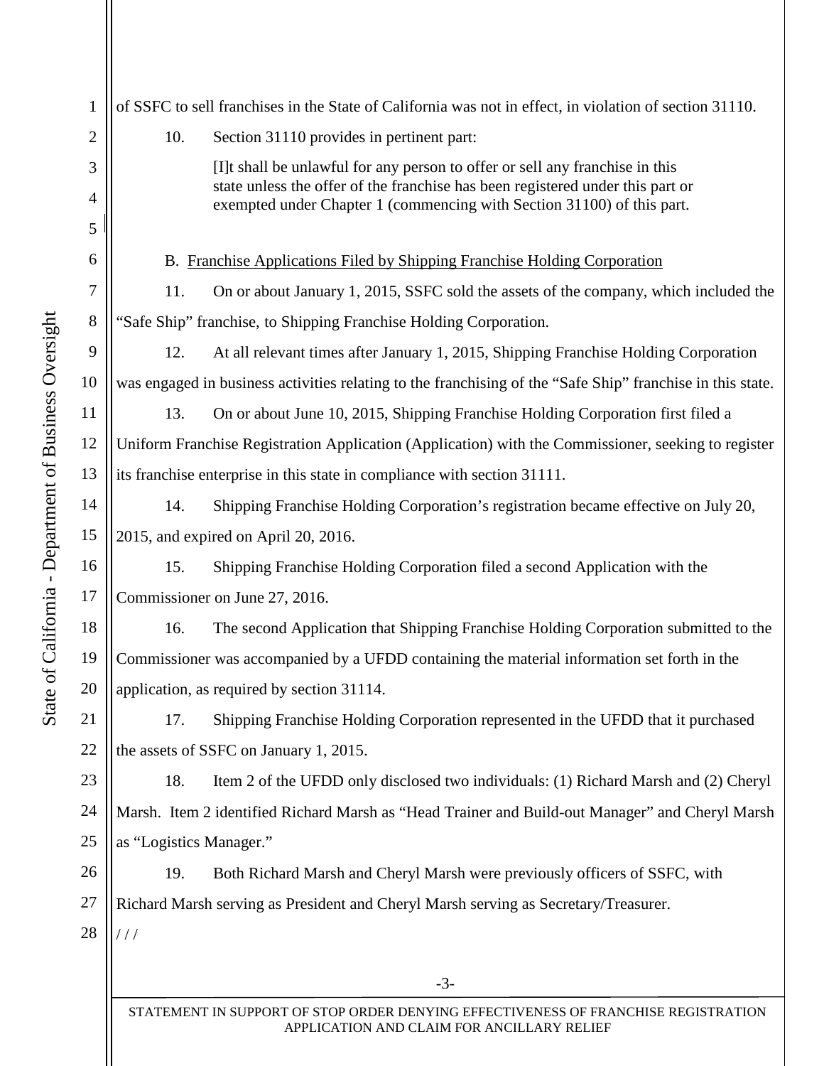of SSFC to sell franchises in the State of California was not in effect, in violation of section 31110.

10. Section 31110 provides in pertinent part:

> [I]t shall be unlawful for any person to offer or sell any franchise in this state unless the offer of the franchise has been registered under this part or exempted under Chapter 1 (commencing with Section 31100) of this part.

B. Franchise Applications Filed by Shipping Franchise Holding Corporation

11. On or about January 1, 2015, SSFC sold the assets of the company, which included the "Safe Ship" franchise, to Shipping Franchise Holding Corporation.

12. At all relevant times after January 1, 2015, Shipping Franchise Holding Corporation was engaged in business activities relating to the franchising of the "Safe Ship" franchise in this state.

13. On or about June 10, 2015, Shipping Franchise Holding Corporation first filed a Uniform Franchise Registration Application (Application) with the Commissioner, seeking to register its franchise enterprise in this state in compliance with section 31111.

14. Shipping Franchise Holding Corporation's registration became effective on July 20, 2015, and expired on April 20, 2016.

15. Shipping Franchise Holding Corporation filed a second Application with the Commissioner on June 27, 2016.

16. The second Application that Shipping Franchise Holding Corporation submitted to the Commissioner was accompanied by a UFDD containing the material information set forth in the application, as required by section 31114.

17. Shipping Franchise Holding Corporation represented in the UFDD that it purchased the assets of SSFC on January 1, 2015.

18. Item 2 of the UFDD only disclosed two individuals: (1) Richard Marsh and (2) Cheryl Marsh. Item 2 identified Richard Marsh as "Head Trainer and Build-out Manager" and Cheryl Marsh as "Logistics Manager."

19. Both Richard Marsh and Cheryl Marsh were previously officers of SSFC, with Richard Marsh serving as President and Cheryl Marsh serving as Secretary/Treasurer.

/ / /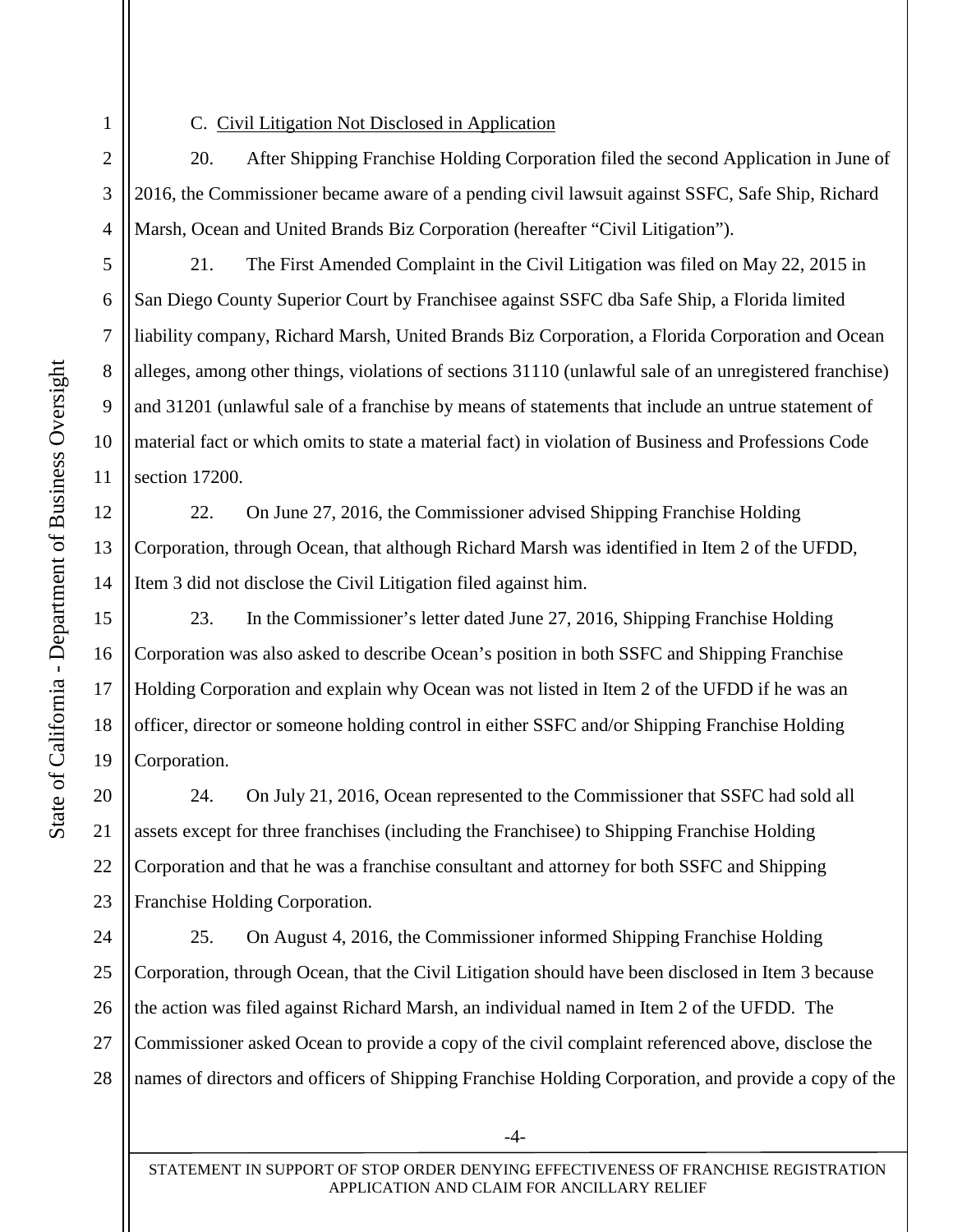C. Civil Litigation Not Disclosed in Application

20. After Shipping Franchise Holding Corporation filed the second Application in June of 2016, the Commissioner became aware of a pending civil lawsuit against SSFC, Safe Ship, Richard Marsh, Ocean and United Brands Biz Corporation (hereafter "Civil Litigation").

21. The First Amended Complaint in the Civil Litigation was filed on May 22, 2015 in San Diego County Superior Court by Franchisee against SSFC dba Safe Ship, a Florida limited liability company, Richard Marsh, United Brands Biz Corporation, a Florida Corporation and Ocean alleges, among other things, violations of sections 31110 (unlawful sale of an unregistered franchise) and 31201 (unlawful sale of a franchise by means of statements that include an untrue statement of material fact or which omits to state a material fact) in violation of Business and Professions Code section 17200.

22. On June 27, 2016, the Commissioner advised Shipping Franchise Holding Corporation, through Ocean, that although Richard Marsh was identified in Item 2 of the UFDD, Item 3 did not disclose the Civil Litigation filed against him.

23. In the Commissioner's letter dated June 27, 2016, Shipping Franchise Holding Corporation was also asked to describe Ocean's position in both SSFC and Shipping Franchise Holding Corporation and explain why Ocean was not listed in Item 2 of the UFDD if he was an officer, director or someone holding control in either SSFC and/or Shipping Franchise Holding Corporation.

24. On July 21, 2016, Ocean represented to the Commissioner that SSFC had sold all assets except for three franchises (including the Franchisee) to Shipping Franchise Holding Corporation and that he was a franchise consultant and attorney for both SSFC and Shipping Franchise Holding Corporation.

25. On August 4, 2016, the Commissioner informed Shipping Franchise Holding Corporation, through Ocean, that the Civil Litigation should have been disclosed in Item 3 because the action was filed against Richard Marsh, an individual named in Item 2 of the UFDD. The Commissioner asked Ocean to provide a copy of the civil complaint referenced above, disclose the names of directors and officers of Shipping Franchise Holding Corporation, and provide a copy of the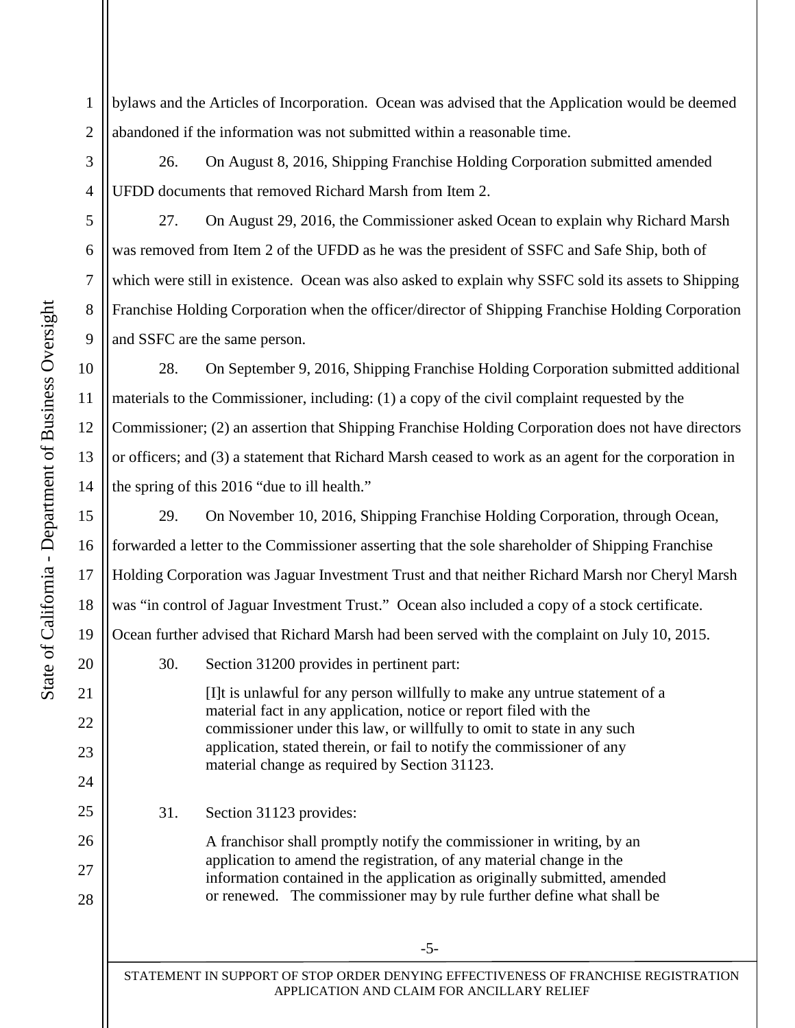bylaws and the Articles of Incorporation. Ocean was advised that the Application would be deemed abandoned if the information was not submitted within a reasonable time.

26. On August 8, 2016, Shipping Franchise Holding Corporation submitted amended UFDD documents that removed Richard Marsh from Item 2.

27. On August 29, 2016, the Commissioner asked Ocean to explain why Richard Marsh was removed from Item 2 of the UFDD as he was the president of SSFC and Safe Ship, both of which were still in existence. Ocean was also asked to explain why SSFC sold its assets to Shipping Franchise Holding Corporation when the officer/director of Shipping Franchise Holding Corporation and SSFC are the same person.

28. On September 9, 2016, Shipping Franchise Holding Corporation submitted additional materials to the Commissioner, including: (1) a copy of the civil complaint requested by the Commissioner; (2) an assertion that Shipping Franchise Holding Corporation does not have directors or officers; and (3) a statement that Richard Marsh ceased to work as an agent for the corporation in the spring of this 2016 "due to ill health."

29. On November 10, 2016, Shipping Franchise Holding Corporation, through Ocean, forwarded a letter to the Commissioner asserting that the sole shareholder of Shipping Franchise Holding Corporation was Jaguar Investment Trust and that neither Richard Marsh nor Cheryl Marsh was "in control of Jaguar Investment Trust." Ocean also included a copy of a stock certificate. Ocean further advised that Richard Marsh had been served with the complaint on July 10, 2015.

30. Section 31200 provides in pertinent part:

> [I]t is unlawful for any person willfully to make any untrue statement of a material fact in any application, notice or report filed with the commissioner under this law, or willfully to omit to state in any such application, stated therein, or fail to notify the commissioner of any material change as required by Section 31123.

31. Section 31123 provides:

> A franchisor shall promptly notify the commissioner in writing, by an application to amend the registration, of any material change in the information contained in the application as originally submitted, amended or renewed. The commissioner may by rule further define what shall be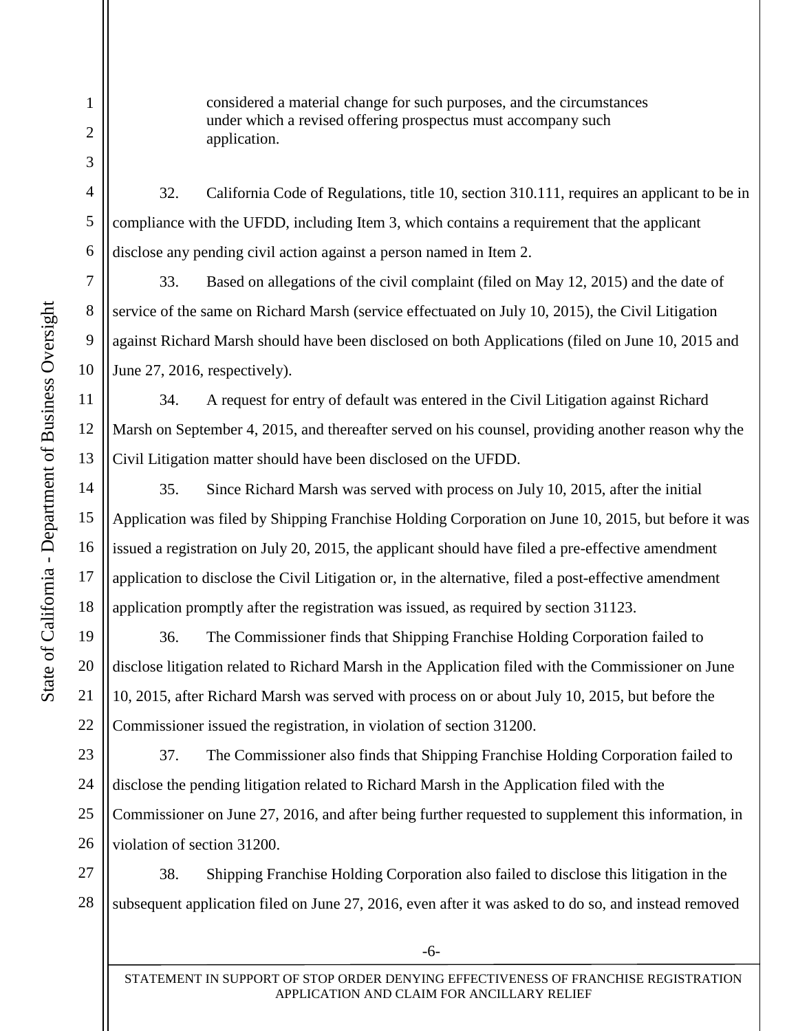considered a material change for such purposes, and the circumstances under which a revised offering prospectus must accompany such application.

32. California Code of Regulations, title 10, section 310.111, requires an applicant to be in compliance with the UFDD, including Item 3, which contains a requirement that the applicant disclose any pending civil action against a person named in Item 2.

33. Based on allegations of the civil complaint (filed on May 12, 2015) and the date of service of the same on Richard Marsh (service effectuated on July 10, 2015), the Civil Litigation against Richard Marsh should have been disclosed on both Applications (filed on June 10, 2015 and June 27, 2016, respectively).

34. A request for entry of default was entered in the Civil Litigation against Richard Marsh on September 4, 2015, and thereafter served on his counsel, providing another reason why the Civil Litigation matter should have been disclosed on the UFDD.

35. Since Richard Marsh was served with process on July 10, 2015, after the initial Application was filed by Shipping Franchise Holding Corporation on June 10, 2015, but before it was issued a registration on July 20, 2015, the applicant should have filed a pre-effective amendment application to disclose the Civil Litigation or, in the alternative, filed a post-effective amendment application promptly after the registration was issued, as required by section 31123.

36. The Commissioner finds that Shipping Franchise Holding Corporation failed to disclose litigation related to Richard Marsh in the Application filed with the Commissioner on June 10, 2015, after Richard Marsh was served with process on or about July 10, 2015, but before the Commissioner issued the registration, in violation of section 31200.

37. The Commissioner also finds that Shipping Franchise Holding Corporation failed to disclose the pending litigation related to Richard Marsh in the Application filed with the Commissioner on June 27, 2016, and after being further requested to supplement this information, in violation of section 31200.

38. Shipping Franchise Holding Corporation also failed to disclose this litigation in the subsequent application filed on June 27, 2016, even after it was asked to do so, and instead removed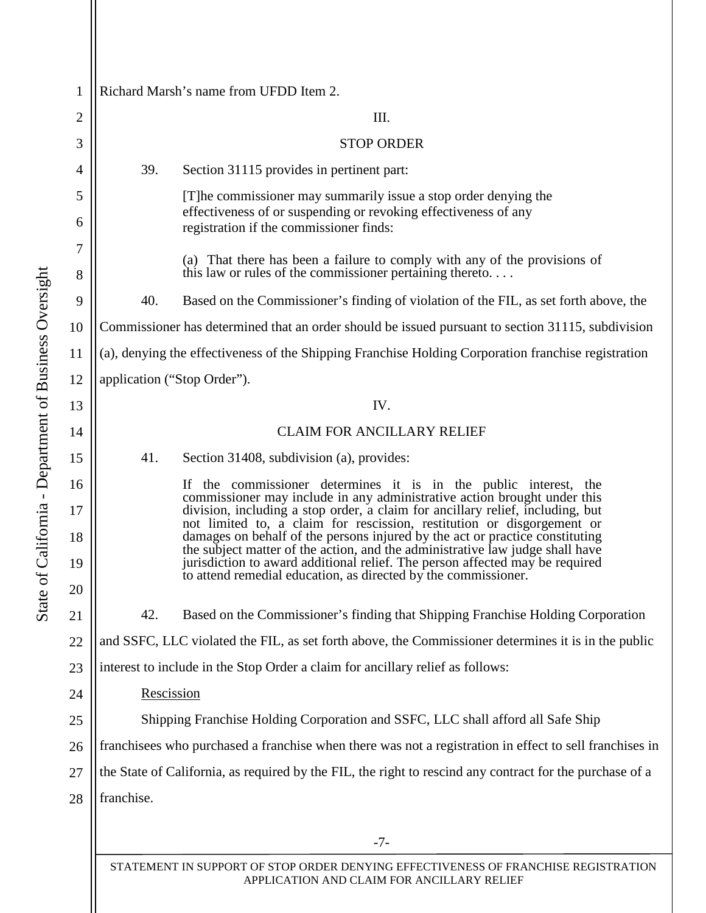Richard Marsh's name from UFDD Item 2.

## III.

## STOP ORDER

39. Section 31115 provides in pertinent part:

> [T]he commissioner may summarily issue a stop order denying the effectiveness of or suspending or revoking effectiveness of any registration if the commissioner finds:
>
> (a) That there has been a failure to comply with any of the provisions of this law or rules of the commissioner pertaining thereto. . . .

40. Based on the Commissioner's finding of violation of the FIL, as set forth above, the Commissioner has determined that an order should be issued pursuant to section 31115, subdivision (a), denying the effectiveness of the Shipping Franchise Holding Corporation franchise registration application ("Stop Order").

## IV.

## CLAIM FOR ANCILLARY RELIEF

41. Section 31408, subdivision (a), provides:

> If the commissioner determines it is in the public interest, the commissioner may include in any administrative action brought under this division, including a stop order, a claim for ancillary relief, including, but not limited to, a claim for rescission, restitution or disgorgement or damages on behalf of the persons injured by the act or practice constituting the subject matter of the action, and the administrative law judge shall have jurisdiction to award additional relief. The person affected may be required to attend remedial education, as directed by the commissioner.

42. Based on the Commissioner's finding that Shipping Franchise Holding Corporation and SSFC, LLC violated the FIL, as set forth above, the Commissioner determines it is in the public interest to include in the Stop Order a claim for ancillary relief as follows:

Rescission

Shipping Franchise Holding Corporation and SSFC, LLC shall afford all Safe Ship franchisees who purchased a franchise when there was not a registration in effect to sell franchises in the State of California, as required by the FIL, the right to rescind any contract for the purchase of a franchise.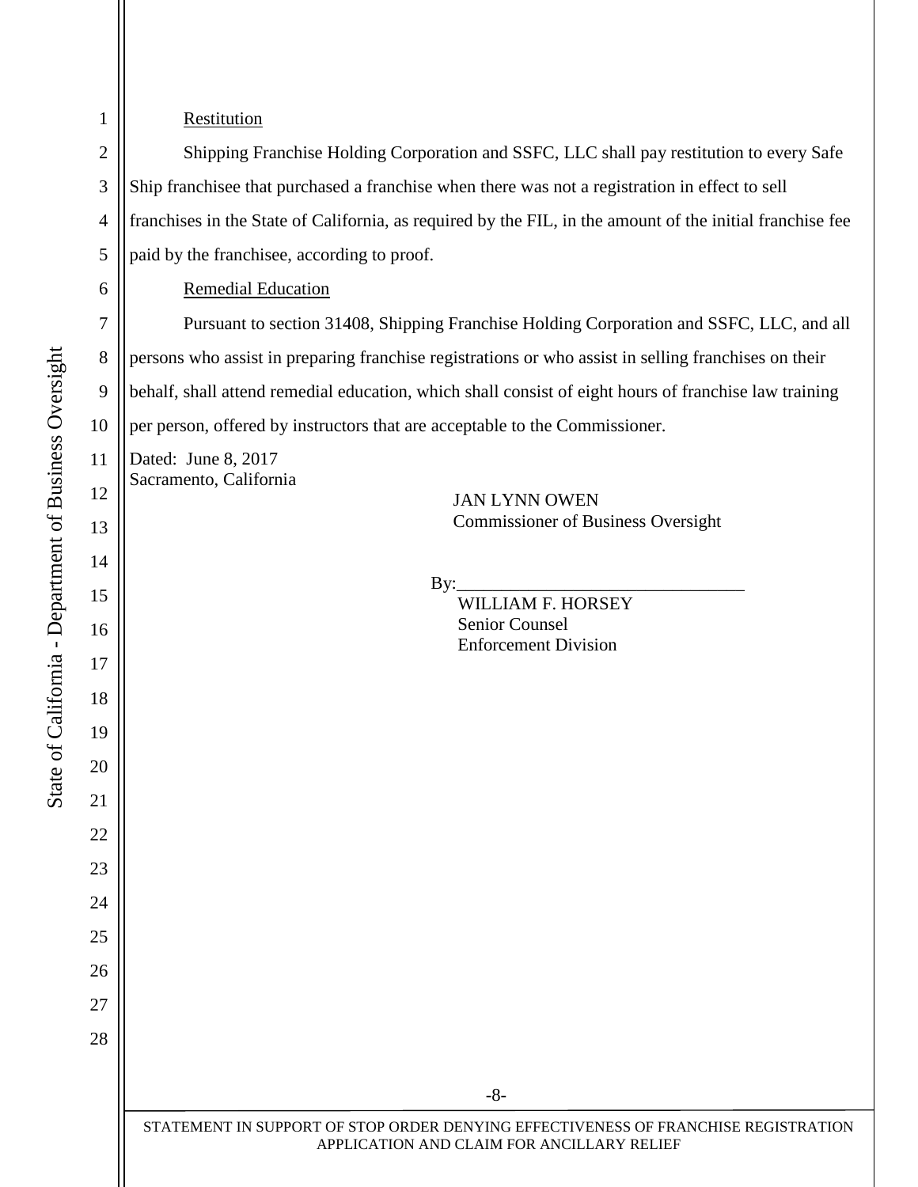Restitution

Shipping Franchise Holding Corporation and SSFC, LLC shall pay restitution to every Safe Ship franchisee that purchased a franchise when there was not a registration in effect to sell franchises in the State of California, as required by the FIL, in the amount of the initial franchise fee paid by the franchisee, according to proof.

Remedial Education

Pursuant to section 31408, Shipping Franchise Holding Corporation and SSFC, LLC, and all persons who assist in preparing franchise registrations or who assist in selling franchises on their behalf, shall attend remedial education, which shall consist of eight hours of franchise law training per person, offered by instructors that are acceptable to the Commissioner.

Dated: June 8, 2017
Sacramento, California

JAN LYNN OWEN
Commissioner of Business Oversight

By:\_\_\_\_\_\_\_\_\_\_\_\_\_\_\_\_\_\_\_\_\_\_\_\_\_\_\_\_\_\_\_\_
WILLIAM F. HORSEY
Senior Counsel
Enforcement Division